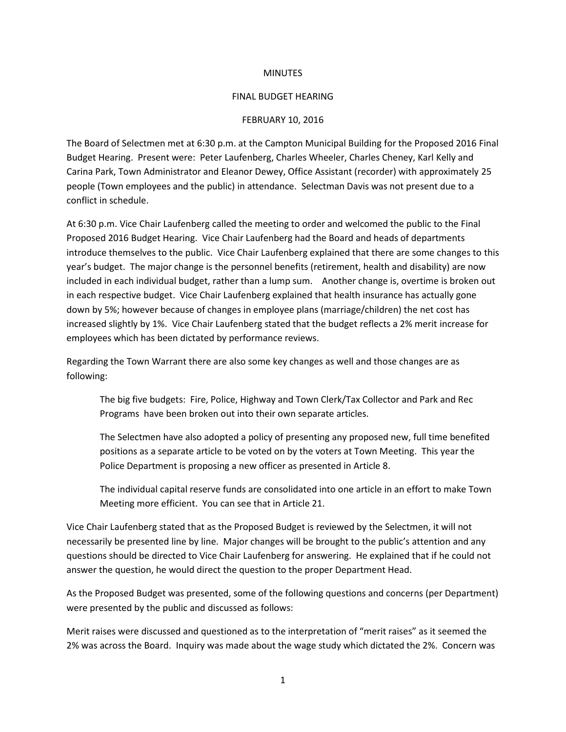# MINUTES

## FINAL BUDGET HEARING

### FEBRUARY 10, 2016

The Board of Selectmen met at 6:30 p.m. at the Campton Municipal Building for the Proposed 2016 Final Budget Hearing. Present were: Peter Laufenberg, Charles Wheeler, Charles Cheney, Karl Kelly and Carina Park, Town Administrator and Eleanor Dewey, Office Assistant (recorder) with approximately 25 people (Town employees and the public) in attendance. Selectman Davis was not present due to a conflict in schedule.

At 6:30 p.m. Vice Chair Laufenberg called the meeting to order and welcomed the public to the Final Proposed 2016 Budget Hearing. Vice Chair Laufenberg had the Board and heads of departments introduce themselves to the public. Vice Chair Laufenberg explained that there are some changes to this year's budget. The major change is the personnel benefits (retirement, health and disability) are now included in each individual budget, rather than a lump sum. Another change is, overtime is broken out in each respective budget. Vice Chair Laufenberg explained that health insurance has actually gone down by 5%; however because of changes in employee plans (marriage/children) the net cost has increased slightly by 1%. Vice Chair Laufenberg stated that the budget reflects a 2% merit increase for employees which has been dictated by performance reviews.

Regarding the Town Warrant there are also some key changes as well and those changes are as following:

> The big five budgets: Fire, Police, Highway and Town Clerk/Tax Collector and Park and Rec Programs have been broken out into their own separate articles.
>
> The Selectmen have also adopted a policy of presenting any proposed new, full time benefited positions as a separate article to be voted on by the voters at Town Meeting. This year the Police Department is proposing a new officer as presented in Article 8.
>
> The individual capital reserve funds are consolidated into one article in an effort to make Town Meeting more efficient. You can see that in Article 21.

Vice Chair Laufenberg stated that as the Proposed Budget is reviewed by the Selectmen, it will not necessarily be presented line by line. Major changes will be brought to the public's attention and any questions should be directed to Vice Chair Laufenberg for answering. He explained that if he could not answer the question, he would direct the question to the proper Department Head.

As the Proposed Budget was presented, some of the following questions and concerns (per Department) were presented by the public and discussed as follows:

Merit raises were discussed and questioned as to the interpretation of "merit raises" as it seemed the 2% was across the Board. Inquiry was made about the wage study which dictated the 2%. Concern was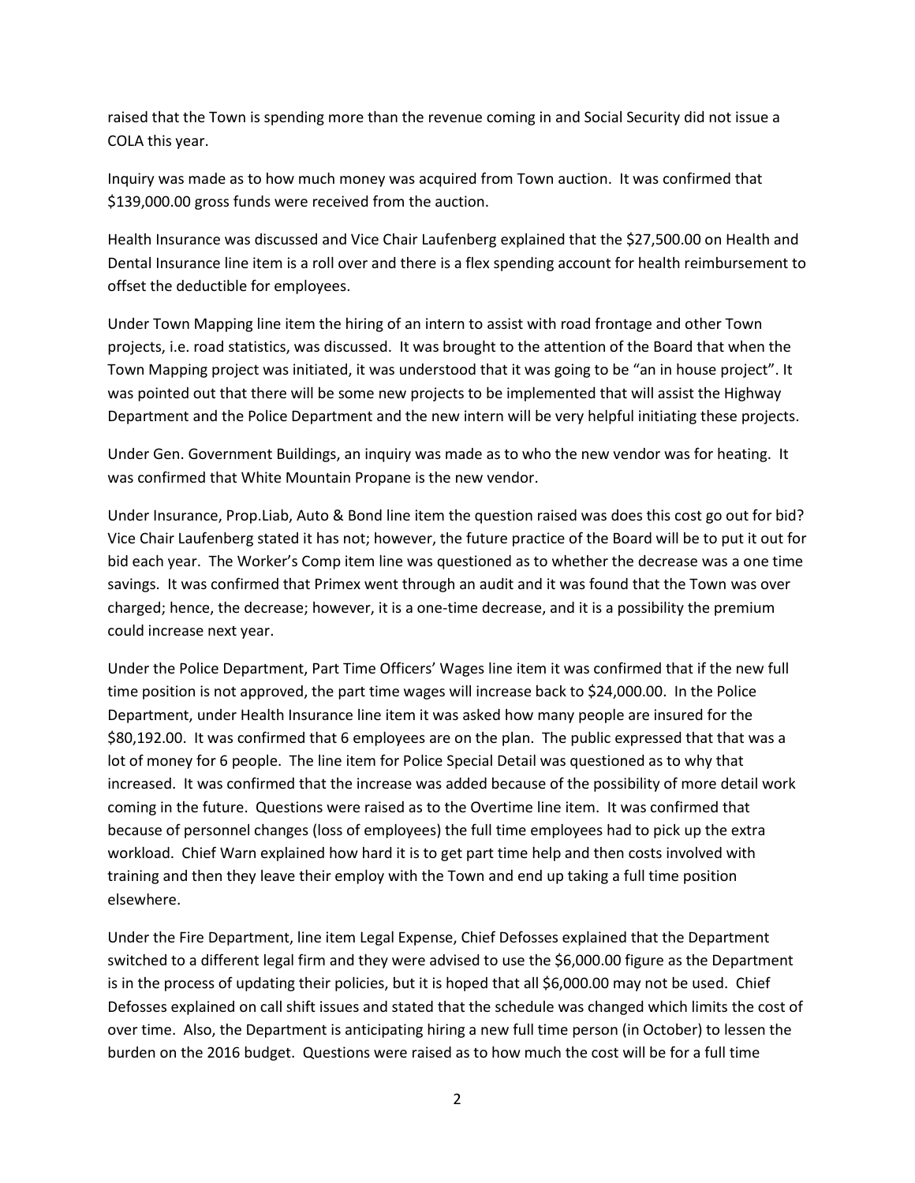raised that the Town is spending more than the revenue coming in and Social Security did not issue a COLA this year.

Inquiry was made as to how much money was acquired from Town auction. It was confirmed that $139,000.00 gross funds were received from the auction.

Health Insurance was discussed and Vice Chair Laufenberg explained that the $27,500.00 on Health and Dental Insurance line item is a roll over and there is a flex spending account for health reimbursement to offset the deductible for employees.

Under Town Mapping line item the hiring of an intern to assist with road frontage and other Town projects, i.e. road statistics, was discussed. It was brought to the attention of the Board that when the Town Mapping project was initiated, it was understood that it was going to be "an in house project". It was pointed out that there will be some new projects to be implemented that will assist the Highway Department and the Police Department and the new intern will be very helpful initiating these projects.

Under Gen. Government Buildings, an inquiry was made as to who the new vendor was for heating. It was confirmed that White Mountain Propane is the new vendor.

Under Insurance, Prop.Liab, Auto & Bond line item the question raised was does this cost go out for bid? Vice Chair Laufenberg stated it has not; however, the future practice of the Board will be to put it out for bid each year. The Worker's Comp item line was questioned as to whether the decrease was a one time savings. It was confirmed that Primex went through an audit and it was found that the Town was over charged; hence, the decrease; however, it is a one-time decrease, and it is a possibility the premium could increase next year.

Under the Police Department, Part Time Officers' Wages line item it was confirmed that if the new full time position is not approved, the part time wages will increase back to $24,000.00. In the Police Department, under Health Insurance line item it was asked how many people are insured for the $80,192.00. It was confirmed that 6 employees are on the plan. The public expressed that that was a lot of money for 6 people. The line item for Police Special Detail was questioned as to why that increased. It was confirmed that the increase was added because of the possibility of more detail work coming in the future. Questions were raised as to the Overtime line item. It was confirmed that because of personnel changes (loss of employees) the full time employees had to pick up the extra workload. Chief Warn explained how hard it is to get part time help and then costs involved with training and then they leave their employ with the Town and end up taking a full time position elsewhere.

Under the Fire Department, line item Legal Expense, Chief Defosses explained that the Department switched to a different legal firm and they were advised to use the $6,000.00 figure as the Department is in the process of updating their policies, but it is hoped that all $6,000.00 may not be used. Chief Defosses explained on call shift issues and stated that the schedule was changed which limits the cost of over time. Also, the Department is anticipating hiring a new full time person (in October) to lessen the burden on the 2016 budget. Questions were raised as to how much the cost will be for a full time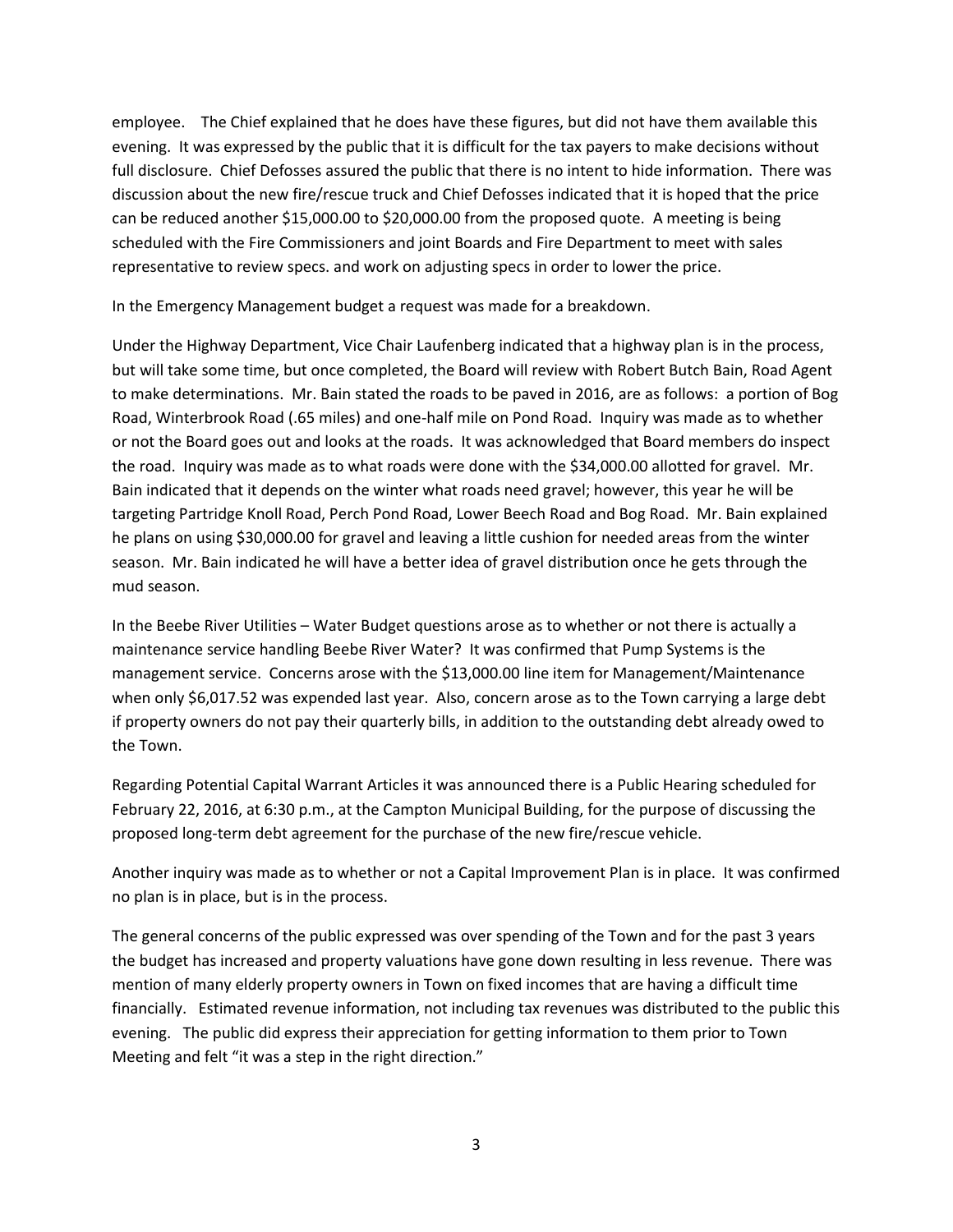employee. The Chief explained that he does have these figures, but did not have them available this evening. It was expressed by the public that it is difficult for the tax payers to make decisions without full disclosure. Chief Defosses assured the public that there is no intent to hide information. There was discussion about the new fire/rescue truck and Chief Defosses indicated that it is hoped that the price can be reduced another $15,000.00 to $20,000.00 from the proposed quote. A meeting is being scheduled with the Fire Commissioners and joint Boards and Fire Department to meet with sales representative to review specs. and work on adjusting specs in order to lower the price.

In the Emergency Management budget a request was made for a breakdown.

Under the Highway Department, Vice Chair Laufenberg indicated that a highway plan is in the process, but will take some time, but once completed, the Board will review with Robert Butch Bain, Road Agent to make determinations. Mr. Bain stated the roads to be paved in 2016, are as follows: a portion of Bog Road, Winterbrook Road (.65 miles) and one-half mile on Pond Road. Inquiry was made as to whether or not the Board goes out and looks at the roads. It was acknowledged that Board members do inspect the road. Inquiry was made as to what roads were done with the $34,000.00 allotted for gravel. Mr. Bain indicated that it depends on the winter what roads need gravel; however, this year he will be targeting Partridge Knoll Road, Perch Pond Road, Lower Beech Road and Bog Road. Mr. Bain explained he plans on using $30,000.00 for gravel and leaving a little cushion for needed areas from the winter season. Mr. Bain indicated he will have a better idea of gravel distribution once he gets through the mud season.

In the Beebe River Utilities – Water Budget questions arose as to whether or not there is actually a maintenance service handling Beebe River Water? It was confirmed that Pump Systems is the management service. Concerns arose with the $13,000.00 line item for Management/Maintenance when only $6,017.52 was expended last year. Also, concern arose as to the Town carrying a large debt if property owners do not pay their quarterly bills, in addition to the outstanding debt already owed to the Town.

Regarding Potential Capital Warrant Articles it was announced there is a Public Hearing scheduled for February 22, 2016, at 6:30 p.m., at the Campton Municipal Building, for the purpose of discussing the proposed long-term debt agreement for the purchase of the new fire/rescue vehicle.

Another inquiry was made as to whether or not a Capital Improvement Plan is in place. It was confirmed no plan is in place, but is in the process.

The general concerns of the public expressed was over spending of the Town and for the past 3 years the budget has increased and property valuations have gone down resulting in less revenue. There was mention of many elderly property owners in Town on fixed incomes that are having a difficult time financially. Estimated revenue information, not including tax revenues was distributed to the public this evening. The public did express their appreciation for getting information to them prior to Town Meeting and felt "it was a step in the right direction."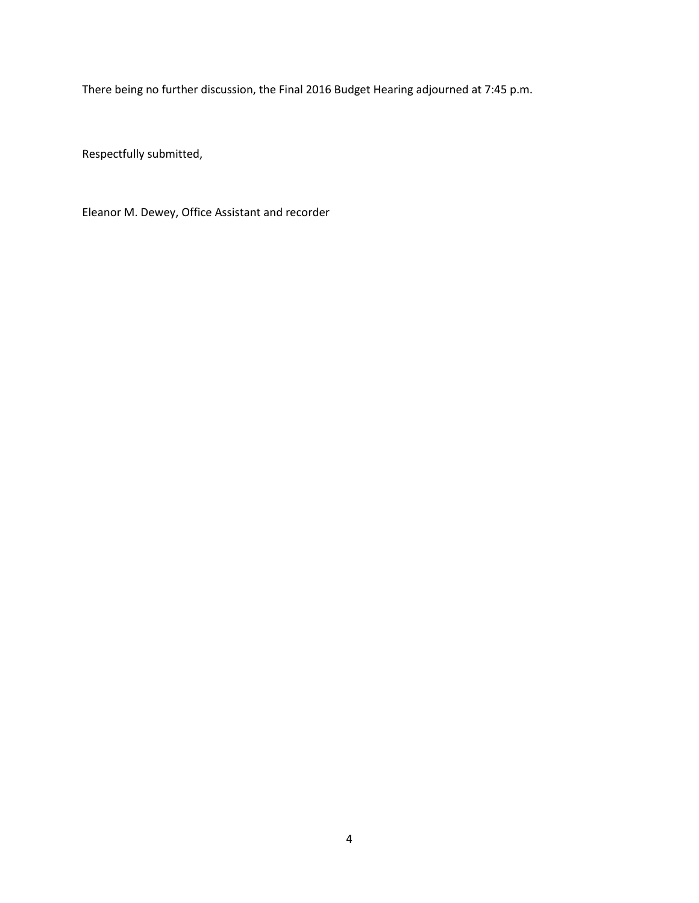There being no further discussion, the Final 2016 Budget Hearing adjourned at 7:45 p.m.

Respectfully submitted,

Eleanor M. Dewey, Office Assistant and recorder